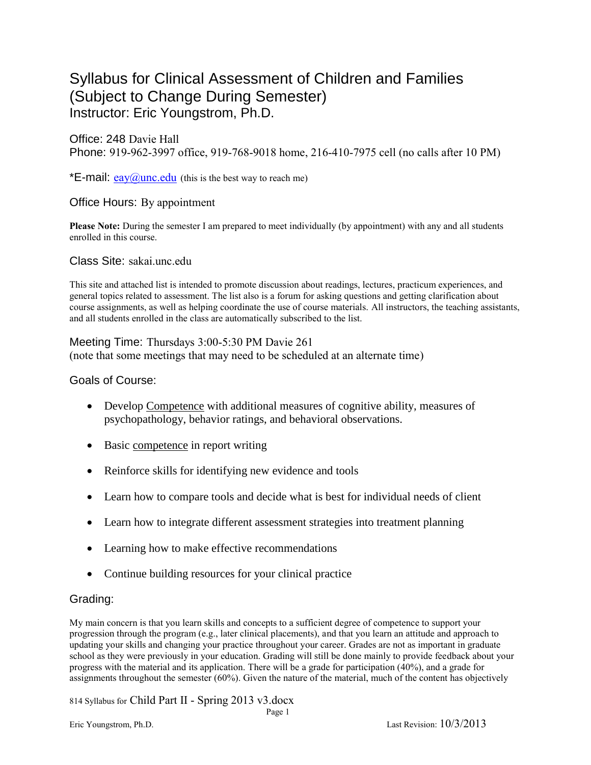# Syllabus for Clinical Assessment of Children and Families (Subject to Change During Semester)

## Instructor: Eric Youngstrom, Ph.D.

Office: 248 Davie Hall

Phone: 919-962-3997 office, 919-768-9018 home, 216-410-7975 cell (no calls after 10 PM)

*E-mail: eay@unc.edu (this is the best way to reach me)

Office Hours: By appointment

**Please Note:** During the semester I am prepared to meet individually (by appointment) with any and all students enrolled in this course.

Class Site: sakai.unc.edu

This site and attached list is intended to promote discussion about readings, lectures, practicum experiences, and general topics related to assessment. The list also is a forum for asking questions and getting clarification about course assignments, as well as helping coordinate the use of course materials. All instructors, the teaching assistants, and all students enrolled in the class are automatically subscribed to the list.

Meeting Time: Thursdays 3:00-5:30 PM Davie 261
(note that some meetings that may need to be scheduled at an alternate time)

### Goals of Course:

- Develop Competence with additional measures of cognitive ability, measures of psychopathology, behavior ratings, and behavioral observations.
- Basic competence in report writing
- Reinforce skills for identifying new evidence and tools
- Learn how to compare tools and decide what is best for individual needs of client
- Learn how to integrate different assessment strategies into treatment planning
- Learning how to make effective recommendations
- Continue building resources for your clinical practice

### Grading:

My main concern is that you learn skills and concepts to a sufficient degree of competence to support your progression through the program (e.g., later clinical placements), and that you learn an attitude and approach to updating your skills and changing your practice throughout your career. Grades are not as important in graduate school as they were previously in your education. Grading will still be done mainly to provide feedback about your progress with the material and its application. There will be a grade for participation (40%), and a grade for assignments throughout the semester (60%). Given the nature of the material, much of the content has objectively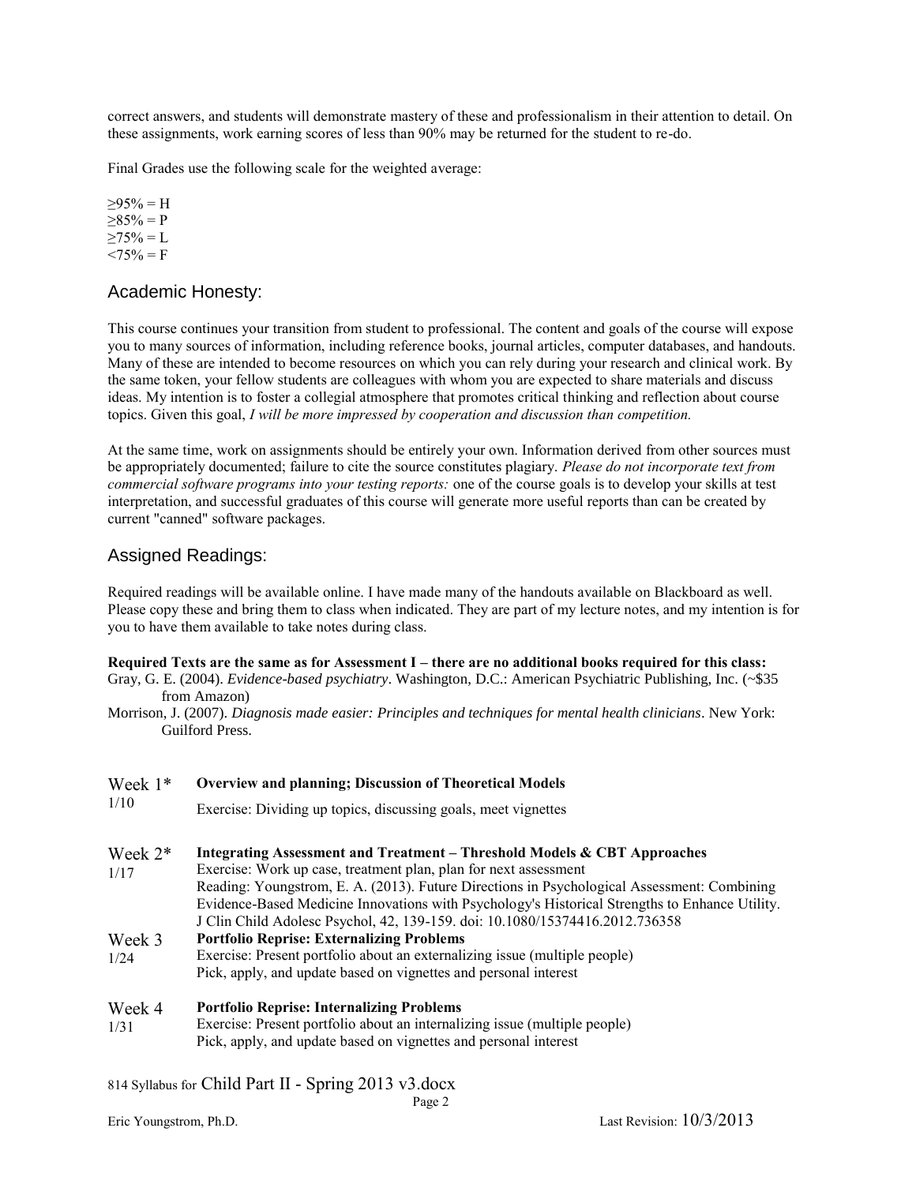correct answers, and students will demonstrate mastery of these and professionalism in their attention to detail. On these assignments, work earning scores of less than 90% may be returned for the student to re-do.

Final Grades use the following scale for the weighted average:

≥95% = H
≥85% = P
≥75% = L
<75% = F

## Academic Honesty:

This course continues your transition from student to professional. The content and goals of the course will expose you to many sources of information, including reference books, journal articles, computer databases, and handouts. Many of these are intended to become resources on which you can rely during your research and clinical work. By the same token, your fellow students are colleagues with whom you are expected to share materials and discuss ideas. My intention is to foster a collegial atmosphere that promotes critical thinking and reflection about course topics. Given this goal, *I will be more impressed by cooperation and discussion than competition.*

At the same time, work on assignments should be entirely your own. Information derived from other sources must be appropriately documented; failure to cite the source constitutes plagiary. *Please do not incorporate text from commercial software programs into your testing reports:* one of the course goals is to develop your skills at test interpretation, and successful graduates of this course will generate more useful reports than can be created by current "canned" software packages.

## Assigned Readings:

Required readings will be available online. I have made many of the handouts available on Blackboard as well. Please copy these and bring them to class when indicated. They are part of my lecture notes, and my intention is for you to have them available to take notes during class.

**Required Texts are the same as for Assessment I – there are no additional books required for this class:**

Gray, G. E. (2004). *Evidence-based psychiatry*. Washington, D.C.: American Psychiatric Publishing, Inc. (~$35 from Amazon)

Morrison, J. (2007). *Diagnosis made easier: Principles and techniques for mental health clinicians*. New York: Guilford Press.

| | |
|---|---|
| Week 1* 1/10 | **Overview and planning; Discussion of Theoretical Models** Exercise: Dividing up topics, discussing goals, meet vignettes |
| Week 2* 1/17 | **Integrating Assessment and Treatment – Threshold Models & CBT Approaches** Exercise: Work up case, treatment plan, plan for next assessment Reading: Youngstrom, E. A. (2013). Future Directions in Psychological Assessment: Combining Evidence-Based Medicine Innovations with Psychology's Historical Strengths to Enhance Utility. J Clin Child Adolesc Psychol, 42, 139-159. doi: 10.1080/15374416.2012.736358 |
| Week 3 1/24 | **Portfolio Reprise: Externalizing Problems** Exercise: Present portfolio about an externalizing issue (multiple people) Pick, apply, and update based on vignettes and personal interest |
| Week 4 1/31 | **Portfolio Reprise: Internalizing Problems** Exercise: Present portfolio about an internalizing issue (multiple people) Pick, apply, and update based on vignettes and personal interest |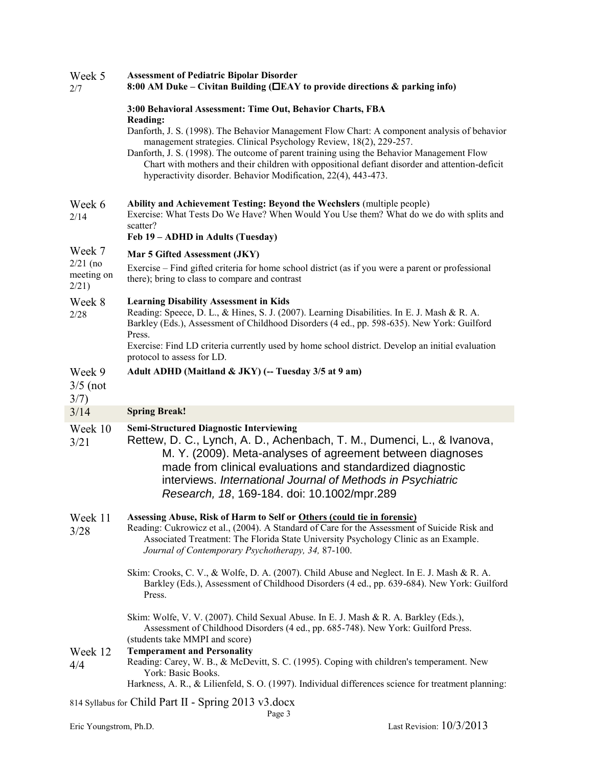| Week | Topic |
|---|---|
| Week 5<br>2/7 | **Assessment of Pediatric Bipolar Disorder**<br>**8:00 AM Duke – Civitan Building (□EAY to provide directions & parking info)**<br><br>**3:00 Behavioral Assessment: Time Out, Behavior Charts, FBA**<br>**Reading:**<br>Danforth, J. S. (1998). The Behavior Management Flow Chart: A component analysis of behavior management strategies. Clinical Psychology Review, 18(2), 229-257.<br>Danforth, J. S. (1998). The outcome of parent training using the Behavior Management Flow Chart with mothers and their children with oppositional defiant disorder and attention-deficit hyperactivity disorder. Behavior Modification, 22(4), 443-473. |
| Week 6<br>2/14 | **Ability and Achievement Testing: Beyond the Wechslers** (multiple people)<br>Exercise: What Tests Do We Have? When Would You Use them? What do we do with splits and scatter?<br>**Feb 19 – ADHD in Adults (Tuesday)** |
| Week 7<br>2/21 (no meeting on 2/21) | **Mar 5 Gifted Assessment (JKY)**<br>Exercise – Find gifted criteria for home school district (as if you were a parent or professional there); bring to class to compare and contrast |
| Week 8<br>2/28 | **Learning Disability Assessment in Kids**<br>Reading: Speece, D. L., & Hines, S. J. (2007). Learning Disabilities. In E. J. Mash & R. A. Barkley (Eds.), Assessment of Childhood Disorders (4 ed., pp. 598-635). New York: Guilford Press.<br>Exercise: Find LD criteria currently used by home school district. Develop an initial evaluation protocol to assess for LD. |
| Week 9<br>3/5 (not 3/7) | **Adult ADHD (Maitland & JKY) (-- Tuesday 3/5 at 9 am)** |
| 3/14 | **Spring Break!** |
| Week 10<br>3/21 | **Semi-Structured Diagnostic Interviewing**<br>Rettew, D. C., Lynch, A. D., Achenbach, T. M., Dumenci, L., & Ivanova, M. Y. (2009). Meta-analyses of agreement between diagnoses made from clinical evaluations and standardized diagnostic interviews. *International Journal of Methods in Psychiatric Research, 18*, 169-184. doi: 10.1002/mpr.289 |
| Week 11<br>3/28 | **Assessing Abuse, Risk of Harm to Self or <u>Others</u> (could tie in forensic)**<br>Reading: Cukrowicz et al., (2004). A Standard of Care for the Assessment of Suicide Risk and Associated Treatment: The Florida State University Psychology Clinic as an Example. *Journal of Contemporary Psychotherapy, 34,* 87-100.<br><br>Skim: Crooks, C. V., & Wolfe, D. A. (2007). Child Abuse and Neglect. In E. J. Mash & R. A. Barkley (Eds.), Assessment of Childhood Disorders (4 ed., pp. 639-684). New York: Guilford Press.<br><br>Skim: Wolfe, V. V. (2007). Child Sexual Abuse. In E. J. Mash & R. A. Barkley (Eds.), Assessment of Childhood Disorders (4 ed., pp. 685-748). New York: Guilford Press.<br>(students take MMPI and score) |
| Week 12<br>4/4 | **Temperament and Personality**<br>Reading: Carey, W. B., & McDevitt, S. C. (1995). Coping with children's temperament. New York: Basic Books.<br>Harkness, A. R., & Lilienfeld, S. O. (1997). Individual differences science for treatment planning: |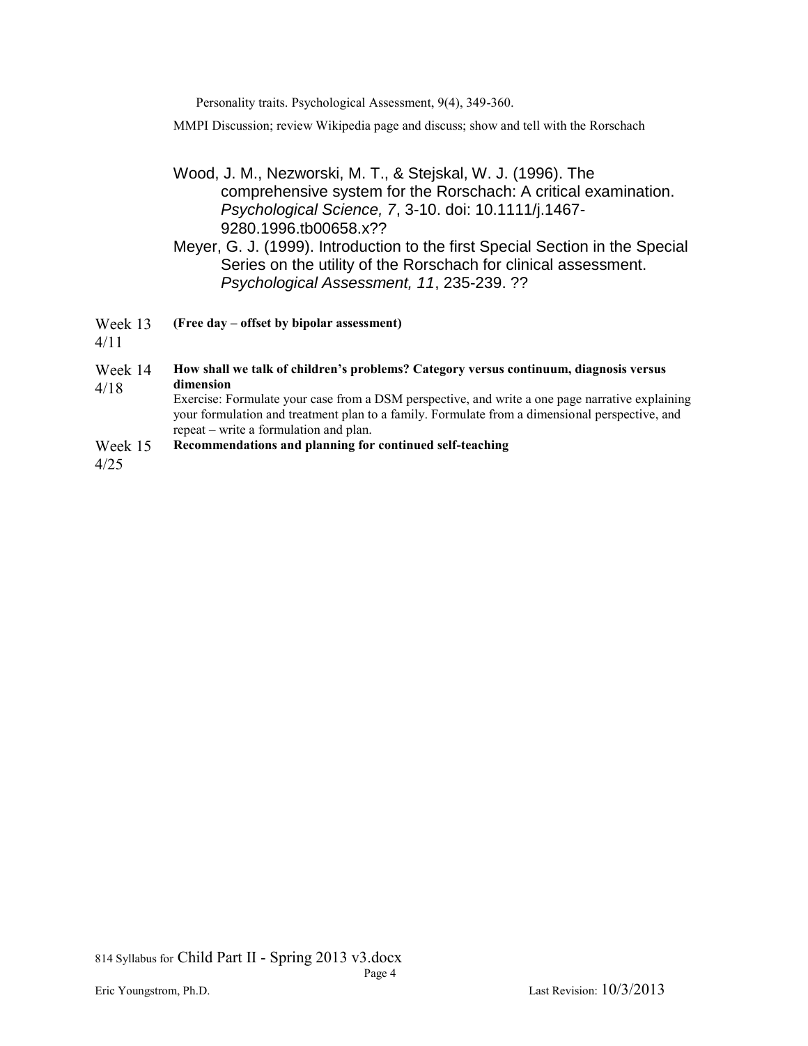Personality traits. Psychological Assessment, 9(4), 349-360.

MMPI Discussion; review Wikipedia page and discuss; show and tell with the Rorschach

Wood, J. M., Nezworski, M. T., & Stejskal, W. J. (1996). The comprehensive system for the Rorschach: A critical examination. *Psychological Science, 7*, 3-10. doi: 10.1111/j.1467-9280.1996.tb00658.x??

Meyer, G. J. (1999). Introduction to the first Special Section in the Special Series on the utility of the Rorschach for clinical assessment. *Psychological Assessment, 11*, 235-239. ??

| | |
|---|---|
| Week 13<br>4/11 | **(Free day – offset by bipolar assessment)** |
| Week 14<br>4/18 | **How shall we talk of children's problems? Category versus continuum, diagnosis versus dimension**<br>Exercise: Formulate your case from a DSM perspective, and write a one page narrative explaining your formulation and treatment plan to a family. Formulate from a dimensional perspective, and repeat – write a formulation and plan. |
| Week 15<br>4/25 | **Recommendations and planning for continued self-teaching** |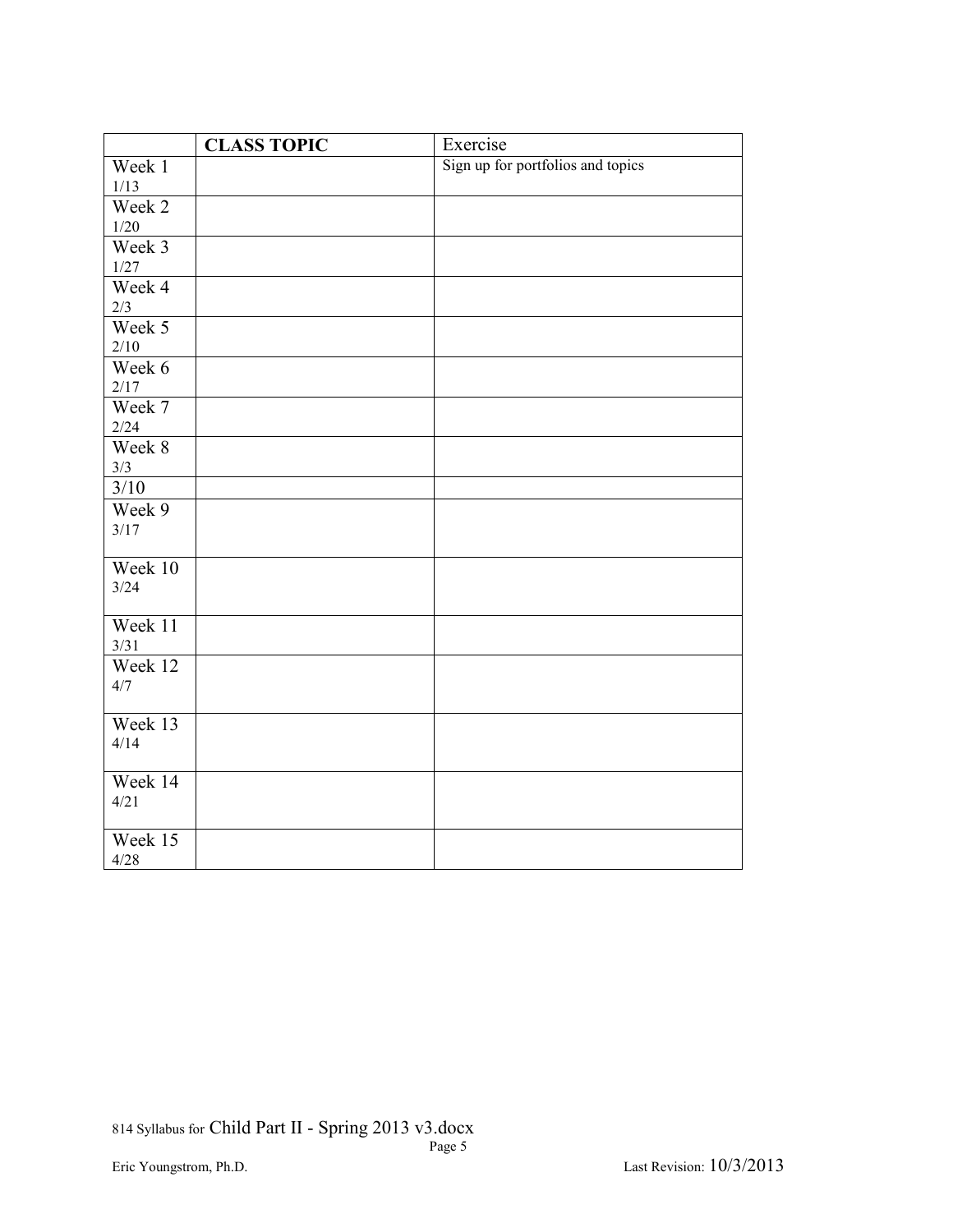| | CLASS TOPIC | Exercise |
|---|---|---|
| Week 1 1/13 | | Sign up for portfolios and topics |
| Week 2 1/20 | | |
| Week 3 1/27 | | |
| Week 4 2/3 | | |
| Week 5 2/10 | | |
| Week 6 2/17 | | |
| Week 7 2/24 | | |
| Week 8 3/3 | | |
| 3/10 | | |
| Week 9 3/17 | | |
| Week 10 3/24 | | |
| Week 11 3/31 | | |
| Week 12 4/7 | | |
| Week 13 4/14 | | |
| Week 14 4/21 | | |
| Week 15 4/28 | | |